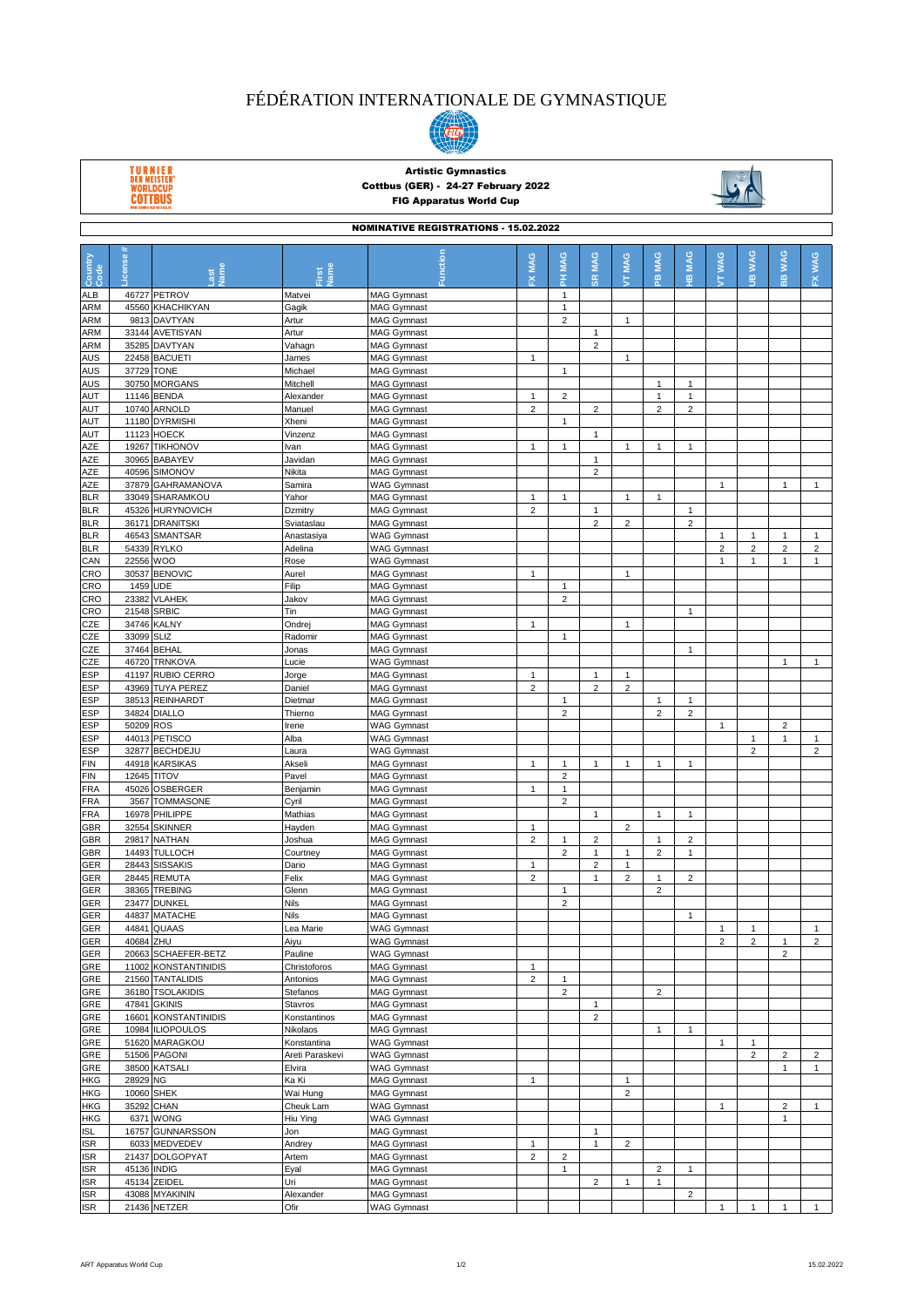# FÉDÉRATION INTERNATIONALE DE GYMNASTIQUE

**Artistic Gymnastics**
**Cottbus (GER) - 24-27 February 2022**
**FIG Apparatus World Cup**

## NOMINATIVE REGISTRATIONS - 15.02.2022

| Country Code | License # | Last Name | First Name | Function | FX MAG | PH MAG | SR MAG | VT MAG | PB MAG | HB MAG | VT WAG | UB WAG | BB WAG | FX WAG |
|---|---|---|---|---|---|---|---|---|---|---|---|---|---|---|
| ALB | 46727 | PETROV | Matvei | MAG Gymnast | | 1 | | | | | | | | |
| ARM | 45560 | KHACHIKYAN | Gagik | MAG Gymnast | | 1 | | | | | | | | |
| ARM | 9813 | DAVTYAN | Artur | MAG Gymnast | | 2 | | 1 | | | | | | |
| ARM | 33144 | AVETISYAN | Artur | MAG Gymnast | | | 1 | | | | | | | |
| ARM | 35285 | DAVTYAN | Vahagn | MAG Gymnast | | | 2 | | | | | | | |
| AUS | 22458 | BACUETI | James | MAG Gymnast | 1 | | | 1 | | | | | | |
| AUS | 37729 | TONE | Michael | MAG Gymnast | | 1 | | | | | | | | |
| AUS | 30750 | MORGANS | Mitchell | MAG Gymnast | | | | | 1 | 1 | | | | |
| AUT | 11146 | BENDA | Alexander | MAG Gymnast | 1 | 2 | | | 1 | 1 | | | | |
| AUT | 10740 | ARNOLD | Manuel | MAG Gymnast | 2 | | 2 | | 2 | 2 | | | | |
| AUT | 11180 | DYRMISHI | Xheni | MAG Gymnast | | 1 | | | | | | | | |
| AUT | 11123 | HOECK | Vinzenz | MAG Gymnast | | | 1 | | | | | | | |
| AZE | 19267 | TIKHONOV | Ivan | MAG Gymnast | 1 | 1 | | 1 | 1 | 1 | | | | |
| AZE | 30965 | BABAYEV | Javidan | MAG Gymnast | | | 1 | | | | | | | |
| AZE | 40596 | SIMONOV | Nikita | MAG Gymnast | | | 2 | | | | | | | |
| AZE | 37879 | GAHRAMANOVA | Samira | WAG Gymnast | | | | | | | 1 | | 1 | 1 |
| BLR | 33049 | SHARAMKOU | Yahor | MAG Gymnast | 1 | 1 | | 1 | 1 | | | | | |
| BLR | 45326 | HURYNOVICH | Dzmitry | MAG Gymnast | 2 | | 1 | | | 1 | | | | |
| BLR | 36171 | DRANITSKI | Sviataslau | MAG Gymnast | | | 2 | 2 | | 2 | | | | |
| BLR | 46543 | SMANTSAR | Anastasiya | WAG Gymnast | | | | | | | 1 | 1 | 1 | 1 |
| BLR | 54339 | RYLKO | Adelina | WAG Gymnast | | | | | | | 2 | 2 | 2 | 2 |
| CAN | 22556 | WOO | Rose | WAG Gymnast | | | | | | | 1 | 1 | 1 | 1 |
| CRO | 30537 | BENOVIC | Aurel | MAG Gymnast | 1 | | | 1 | | | | | | |
| CRO | 1459 | UDE | Filip | MAG Gymnast | | 1 | | | | | | | | |
| CRO | 23382 | VLAHEK | Jakov | MAG Gymnast | | 2 | | | | | | | | |
| CRO | 21548 | SRBIC | Tin | MAG Gymnast | | | | | | 1 | | | | |
| CZE | 34746 | KALNY | Ondrej | MAG Gymnast | 1 | | | 1 | | | | | | |
| CZE | 33099 | SLIZ | Radomir | MAG Gymnast | | 1 | | | | | | | | |
| CZE | 37464 | BEHAL | Jonas | MAG Gymnast | | | | | | 1 | | | | |
| CZE | 46720 | TRNKOVA | Lucie | WAG Gymnast | | | | | | | | | 1 | 1 |
| ESP | 41197 | RUBIO CERRO | Jorge | MAG Gymnast | 1 | | 1 | 1 | | | | | | |
| ESP | 43969 | TUYA PEREZ | Daniel | MAG Gymnast | 2 | | 2 | 2 | | | | | | |
| ESP | 38513 | REINHARDT | Dietmar | MAG Gymnast | | 1 | | | 1 | 1 | | | | |
| ESP | 34824 | DIALLO | Thierno | MAG Gymnast | | 2 | | | 2 | 2 | | | | |
| ESP | 50209 | ROS | Irene | WAG Gymnast | | | | | | | 1 | | 2 | |
| ESP | 44013 | PETISCO | Alba | WAG Gymnast | | | | | | | | 1 | 1 | 1 |
| ESP | 32877 | BECHDEJU | Laura | WAG Gymnast | | | | | | | | 2 | | 2 |
| FIN | 44918 | KARSIKAS | Akseli | MAG Gymnast | 1 | 1 | 1 | 1 | 1 | 1 | | | | |
| FIN | 12645 | TITOV | Pavel | MAG Gymnast | | 2 | | | | | | | | |
| FRA | 45026 | OSBERGER | Benjamin | MAG Gymnast | 1 | 1 | | | | | | | | |
| FRA | 3567 | TOMMASONE | Cyril | MAG Gymnast | | 2 | | | | | | | | |
| FRA | 16978 | PHILIPPE | Mathias | MAG Gymnast | | | 1 | | 1 | 1 | | | | |
| GBR | 32554 | SKINNER | Hayden | MAG Gymnast | 1 | | | 2 | | | | | | |
| GBR | 29817 | NATHAN | Joshua | MAG Gymnast | 2 | 1 | 2 | | 1 | 2 | | | | |
| GBR | 14493 | TULLOCH | Courtney | MAG Gymnast | | 2 | 1 | 1 | 2 | 1 | | | | |
| GER | 28443 | SISSAKIS | Dario | MAG Gymnast | 1 | | 2 | 1 | | | | | | |
| GER | 28445 | REMUTA | Felix | MAG Gymnast | 2 | | 1 | 2 | 1 | 2 | | | | |
| GER | 38365 | TREBING | Glenn | MAG Gymnast | | 1 | | | 2 | | | | | |
| GER | 23477 | DUNKEL | Nils | MAG Gymnast | | 2 | | | | | | | | |
| GER | 44837 | MATACHE | Nils | MAG Gymnast | | | | | | 1 | | | | |
| GER | 44841 | QUAAS | Lea Marie | WAG Gymnast | | | | | | | 1 | 1 | | 1 |
| GER | 40684 | ZHU | Aiyu | WAG Gymnast | | | | | | | 2 | 2 | 1 | 2 |
| GER | 20663 | SCHAEFER-BETZ | Pauline | WAG Gymnast | | | | | | | | | 2 | |
| GRE | 11002 | KONSTANTINIDIS | Christoforos | MAG Gymnast | 1 | | | | | | | | | |
| GRE | 21560 | TANTALIDIS | Antonios | MAG Gymnast | 2 | 1 | | | | | | | | |
| GRE | 36180 | TSOLAKIDIS | Stefanos | MAG Gymnast | | 2 | | | 2 | | | | | |
| GRE | 47841 | GKINIS | Stavros | MAG Gymnast | | | 1 | | | | | | | |
| GRE | 16601 | KONSTANTINIDIS | Konstantinos | MAG Gymnast | | | 2 | | | | | | | |
| GRE | 10984 | ILIOPOULOS | Nikolaos | MAG Gymnast | | | | | 1 | 1 | | | | |
| GRE | 51620 | MARAGKOU | Konstantina | WAG Gymnast | | | | | | | 1 | 1 | | |
| GRE | 51506 | PAGONI | Areti Paraskevi | WAG Gymnast | | | | | | | | 2 | 2 | 2 |
| GRE | 38500 | KATSALI | Elvira | WAG Gymnast | | | | | | | | | 1 | 1 |
| HKG | 28929 | NG | Ka Ki | MAG Gymnast | 1 | | | 1 | | | | | | |
| HKG | 10060 | SHEK | Wai Hung | MAG Gymnast | | | | 2 | | | | | | |
| HKG | 35292 | CHAN | Cheuk Lam | WAG Gymnast | | | | | | | 1 | | 2 | 1 |
| HKG | 6371 | WONG | Hiu Ying | WAG Gymnast | | | | | | | | | 1 | |
| ISL | 16757 | GUNNARSSON | Jon | MAG Gymnast | | | 1 | | | | | | | |
| ISR | 6033 | MEDVEDEV | Andrey | MAG Gymnast | 1 | | 1 | 2 | | | | | | |
| ISR | 21437 | DOLGOPYAT | Artem | MAG Gymnast | 2 | 2 | | | | | | | | |
| ISR | 45136 | INDIG | Eyal | MAG Gymnast | | 1 | | | 2 | 1 | | | | |
| ISR | 45134 | ZEIDEL | Uri | MAG Gymnast | | | 2 | 1 | 1 | | | | | |
| ISR | 43088 | MYAKININ | Alexander | MAG Gymnast | | | | | | 2 | | | | |
| ISR | 21436 | NETZER | Ofir | WAG Gymnast | | | | | | | 1 | 1 | 1 | 1 |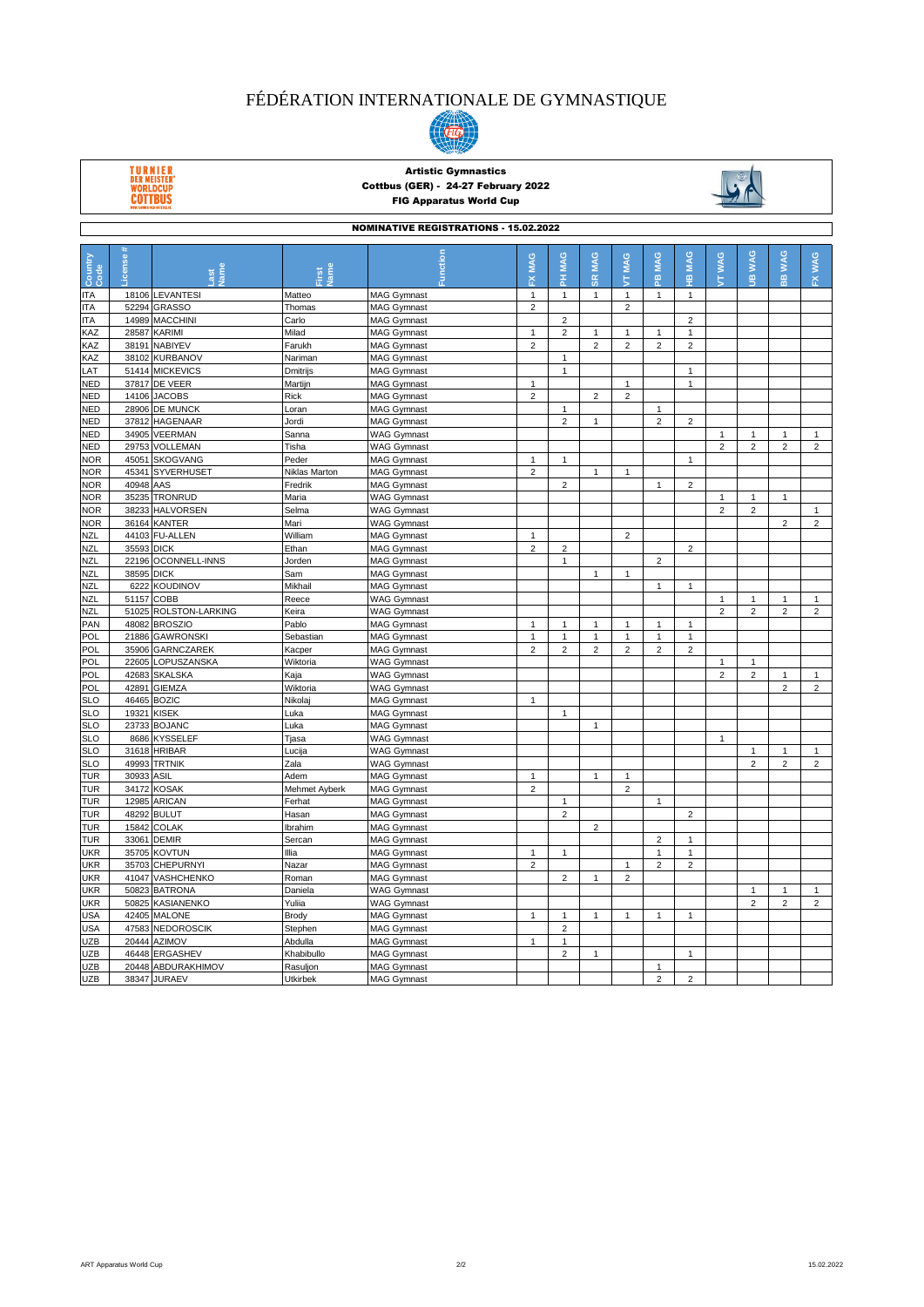# FÉDÉRATION INTERNATIONALE DE GYMNASTIQUE

**Artistic Gymnastics**
**Cottbus (GER) - 24-27 February 2022**
**FIG Apparatus World Cup**

## NOMINATIVE REGISTRATIONS - 15.02.2022

| Country Code | License # | Last Name | First Name | Function | FX MAG | PH MAG | SR MAG | VT MAG | PB MAG | HB MAG | VT WAG | UB WAG | BB WAG | FX WAG |
|---|---|---|---|---|---|---|---|---|---|---|---|---|---|---|
| ITA | 18106 | LEVANTESI | Matteo | MAG Gymnast | 1 | 1 | 1 | 1 | 1 | 1 | | | | |
| ITA | 52294 | GRASSO | Thomas | MAG Gymnast | 2 | | | 2 | | | | | | |
| ITA | 14989 | MACCHINI | Carlo | MAG Gymnast | | 2 | | | | 2 | | | | |
| KAZ | 28587 | KARIMI | Milad | MAG Gymnast | 1 | 2 | 1 | 1 | 1 | 1 | | | | |
| KAZ | 38191 | NABIYEV | Farukh | MAG Gymnast | 2 | | 2 | 2 | 2 | 2 | | | | |
| KAZ | 38102 | KURBANOV | Nariman | MAG Gymnast | | 1 | | | | | | | | |
| LAT | 51414 | MICKEVICS | Dmitrijs | MAG Gymnast | | 1 | | | | 1 | | | | |
| NED | 37817 | DE VEER | Martijn | MAG Gymnast | 1 | | | 1 | | 1 | | | | |
| NED | 14106 | JACOBS | Rick | MAG Gymnast | 2 | | 2 | 2 | | | | | | |
| NED | 28906 | DE MUNCK | Loran | MAG Gymnast | | 1 | | | 1 | | | | | |
| NED | 37812 | HAGENAAR | Jordi | MAG Gymnast | | 2 | 1 | | 2 | 2 | | | | |
| NED | 34905 | VEERMAN | Sanna | WAG Gymnast | | | | | | | 1 | 1 | 1 | 1 |
| NED | 29753 | VOLLEMAN | Tisha | WAG Gymnast | | | | | | | 2 | 2 | 2 | 2 |
| NOR | 45051 | SKOGVANG | Peder | MAG Gymnast | 1 | 1 | | | | 1 | | | | |
| NOR | 45341 | SYVERHUSET | Niklas Marton | MAG Gymnast | 2 | | 1 | 1 | | | | | | |
| NOR | 40948 | AAS | Fredrik | MAG Gymnast | | 2 | | | 1 | 2 | | | | |
| NOR | 35235 | TRONRUD | Maria | WAG Gymnast | | | | | | | 1 | 1 | 1 | |
| NOR | 38233 | HALVORSEN | Selma | WAG Gymnast | | | | | | | 2 | 2 | | 1 |
| NOR | 36164 | KANTER | Mari | WAG Gymnast | | | | | | | | | 2 | 2 |
| NZL | 44103 | FU-ALLEN | William | MAG Gymnast | 1 | | | 2 | | | | | | |
| NZL | 35593 | DICK | Ethan | MAG Gymnast | 2 | 2 | | | | 2 | | | | |
| NZL | 22196 | OCONNELL-INNS | Jorden | MAG Gymnast | | 1 | | | 2 | | | | | |
| NZL | 38595 | DICK | Sam | MAG Gymnast | | | 1 | 1 | | | | | | |
| NZL | 6222 | KOUDINOV | Mikhail | MAG Gymnast | | | | | 1 | 1 | | | | |
| NZL | 51157 | COBB | Reece | WAG Gymnast | | | | | | | 1 | 1 | 1 | 1 |
| NZL | 51025 | ROLSTON-LARKING | Keira | WAG Gymnast | | | | | | | 2 | 2 | 2 | 2 |
| PAN | 48082 | BROSZIO | Pablo | MAG Gymnast | 1 | 1 | 1 | 1 | 1 | 1 | | | | |
| POL | 21886 | GAWRONSKI | Sebastian | MAG Gymnast | 1 | 1 | 1 | 1 | 1 | 1 | | | | |
| POL | 35906 | GARNCZAREK | Kacper | MAG Gymnast | 2 | 2 | 2 | 2 | 2 | 2 | | | | |
| POL | 22605 | LOPUSZANSKA | Wiktoria | WAG Gymnast | | | | | | | 1 | 1 | | |
| POL | 42683 | SKALSKA | Kaja | WAG Gymnast | | | | | | | 2 | 2 | 1 | 1 |
| POL | 42891 | GIEMZA | Wiktoria | WAG Gymnast | | | | | | | | | 2 | 2 |
| SLO | 46465 | BOZIC | Nikolaj | MAG Gymnast | 1 | | | | | | | | | |
| SLO | 19321 | KISEK | Luka | MAG Gymnast | | 1 | | | | | | | | |
| SLO | 23733 | BOJANC | Luka | MAG Gymnast | | | 1 | | | | | | | |
| SLO | 8686 | KYSSELEF | Tjasa | WAG Gymnast | | | | | | | 1 | | | |
| SLO | 31618 | HRIBAR | Lucija | WAG Gymnast | | | | | | | | 1 | 1 | 1 |
| SLO | 49993 | TRTNIK | Zala | WAG Gymnast | | | | | | | | 2 | 2 | 2 |
| TUR | 30933 | ASIL | Adem | MAG Gymnast | 1 | | 1 | 1 | | | | | | |
| TUR | 34172 | KOSAK | Mehmet Ayberk | MAG Gymnast | 2 | | | 2 | | | | | | |
| TUR | 12985 | ARICAN | Ferhat | MAG Gymnast | | 1 | | | 1 | | | | | |
| TUR | 48292 | BULUT | Hasan | MAG Gymnast | | 2 | | | | 2 | | | | |
| TUR | 15842 | COLAK | Ibrahim | MAG Gymnast | | | 2 | | | | | | | |
| TUR | 33061 | DEMIR | Sercan | MAG Gymnast | | | | | 2 | 1 | | | | |
| UKR | 35705 | KOVTUN | Illia | MAG Gymnast | 1 | 1 | | | 1 | 1 | | | | |
| UKR | 35703 | CHEPURNYI | Nazar | MAG Gymnast | 2 | | | 1 | 2 | 2 | | | | |
| UKR | 41047 | VASHCHENKO | Roman | MAG Gymnast | | 2 | 1 | 2 | | | | | | |
| UKR | 50823 | BATRONA | Daniela | WAG Gymnast | | | | | | | | 1 | 1 | 1 |
| UKR | 50825 | KASIANENKO | Yuliia | WAG Gymnast | | | | | | | | 2 | 2 | 2 |
| USA | 42405 | MALONE | Brody | MAG Gymnast | 1 | 1 | 1 | 1 | 1 | 1 | | | | |
| USA | 47583 | NEDOROSCIK | Stephen | MAG Gymnast | | 2 | | | | | | | | |
| UZB | 20444 | AZIMOV | Abdulla | MAG Gymnast | 1 | 1 | | | | | | | | |
| UZB | 46448 | ERGASHEV | Khabibullo | MAG Gymnast | | 2 | 1 | | | 1 | | | | |
| UZB | 20448 | ABDURAKHIMOV | Rasuljon | MAG Gymnast | | | | | 1 | | | | | |
| UZB | 38347 | JURAEV | Utkirbek | MAG Gymnast | | | | | 2 | 2 | | | | |